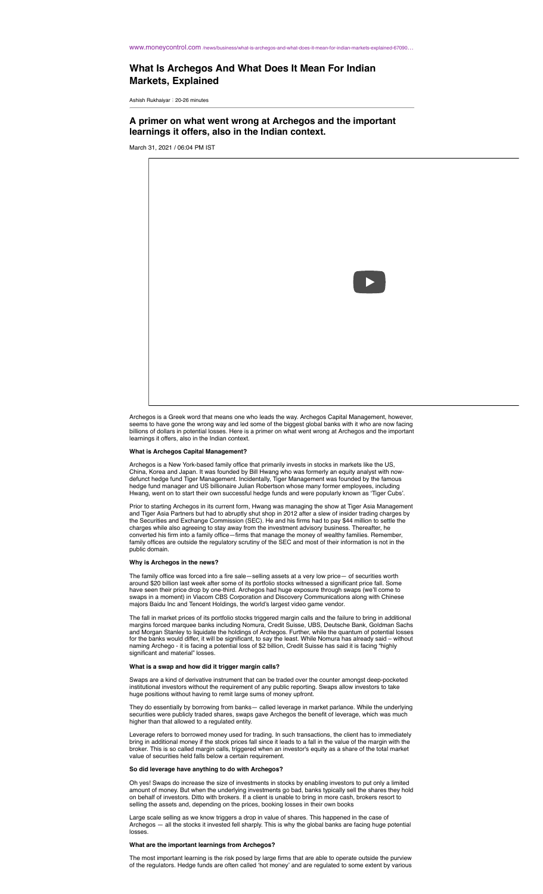www.moneycontrol.com /news/business/what-is-archegos-and-what-does-it-mean-for-indian-markets-explained-67090…

# What Is Archegos And What Does It Mean For Indian Markets, Explained

Ashish Rukhaiyar : 20-26 minutes

## A primer on what went wrong at Archegos and the important learnings it offers, also in the Indian context.

March 31, 2021 / 06:04 PM IST

Archegos is a Greek word that means one who leads the way. Archegos Capital Management, however, seems to have gone the wrong way and led some of the biggest global banks with it who are now facing billions of dollars in potential losses. Here is a primer on what went wrong at Archegos and the important learnings it offers, also in the Indian context.

**What is Archegos Capital Management?**

Archegos is a New York-based family office that primarily invests in stocks in markets like the US, China, Korea and Japan. It was founded by Bill Hwang who was formerly an equity analyst with now-defunct hedge fund Tiger Management. Incidentally, Tiger Management was founded by the famous hedge fund manager and US billionaire Julian Robertson whose many former employees, including Hwang, went on to start their own successful hedge funds and were popularly known as 'Tiger Cubs'.

Prior to starting Archegos in its current form, Hwang was managing the show at Tiger Asia Management and Tiger Asia Partners but had to abruptly shut shop in 2012 after a slew of insider trading charges by the Securities and Exchange Commission (SEC). He and his firms had to pay $44 million to settle the charges while also agreeing to stay away from the investment advisory business. Thereafter, he converted his firm into a family office—firms that manage the money of wealthy families. Remember, family offices are outside the regulatory scrutiny of the SEC and most of their information is not in the public domain.

**Why is Archegos in the news?**

The family office was forced into a fire sale—selling assets at a very low price— of securities worth around $20 billion last week after some of its portfolio stocks witnessed a significant price fall. Some have seen their price drop by one-third. Archegos had huge exposure through swaps (we'll come to swaps in a moment) in Viacom CBS Corporation and Discovery Communications along with Chinese majors Baidu Inc and Tencent Holdings, the world's largest video game vendor.

The fall in market prices of its portfolio stocks triggered margin calls and the failure to bring in additional margins forced marquee banks including Nomura, Credit Suisse, UBS, Deutsche Bank, Goldman Sachs and Morgan Stanley to liquidate the holdings of Archegos. Further, while the quantum of potential losses for the banks would differ, it will be significant, to say the least. While Nomura has already said – without naming Archego - it is facing a potential loss of $2 billion, Credit Suisse has said it is facing "highly significant and material" losses.

**What is a swap and how did it trigger margin calls?**

Swaps are a kind of derivative instrument that can be traded over the counter amongst deep-pocketed institutional investors without the requirement of any public reporting. Swaps allow investors to take huge positions without having to remit large sums of money upfront.

They do essentially by borrowing from banks— called leverage in market parlance. While the underlying securities were publicly traded shares, swaps gave Archegos the benefit of leverage, which was much higher than that allowed to a regulated entity.

Leverage refers to borrowed money used for trading. In such transactions, the client has to immediately bring in additional money if the stock prices fall since it leads to a fall in the value of the margin with the broker. This is so called margin calls, triggered when an investor's equity as a share of the total market value of securities held falls below a certain requirement.

**So did leverage have anything to do with Archegos?**

Oh yes! Swaps do increase the size of investments in stocks by enabling investors to put only a limited amount of money. But when the underlying investments go bad, banks typically sell the shares they hold on behalf of investors. Ditto with brokers. If a client is unable to bring in more cash, brokers resort to selling the assets and, depending on the prices, booking losses in their own books

Large scale selling as we know triggers a drop in value of shares. This happened in the case of Archegos — all the stocks it invested fell sharply. This is why the global banks are facing huge potential losses.

**What are the important learnings from Archegos?**

The most important learning is the risk posed by large firms that are able to operate outside the purview of the regulators. Hedge funds are often called 'hot money' and are regulated to some extent by various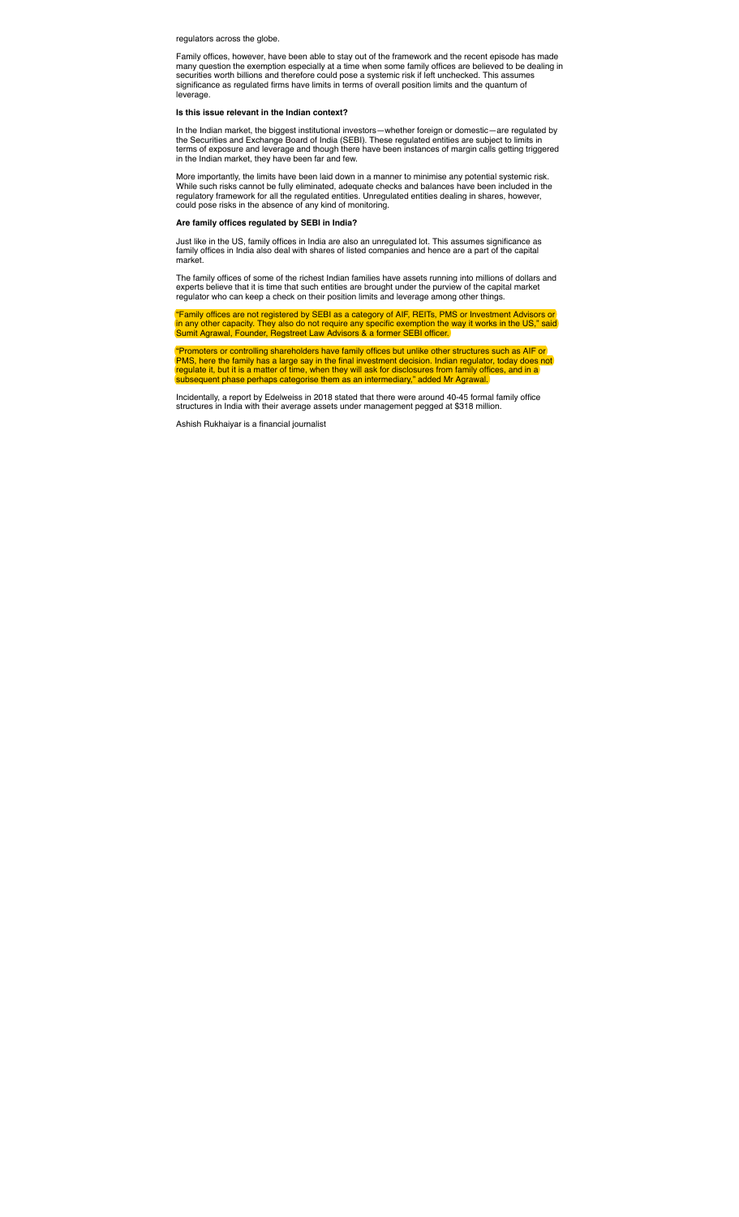regulators across the globe.

Family offices, however, have been able to stay out of the framework and the recent episode has made many question the exemption especially at a time when some family offices are believed to be dealing in securities worth billions and therefore could pose a systemic risk if left unchecked. This assumes significance as regulated firms have limits in terms of overall position limits and the quantum of leverage.

### Is this issue relevant in the Indian context?

In the Indian market, the biggest institutional investors—whether foreign or domestic—are regulated by the Securities and Exchange Board of India (SEBI). These regulated entities are subject to limits in terms of exposure and leverage and though there have been instances of margin calls getting triggered in the Indian market, they have been far and few.

More importantly, the limits have been laid down in a manner to minimise any potential systemic risk. While such risks cannot be fully eliminated, adequate checks and balances have been included in the regulatory framework for all the regulated entities. Unregulated entities dealing in shares, however, could pose risks in the absence of any kind of monitoring.

### Are family offices regulated by SEBI in India?

Just like in the US, family offices in India are also an unregulated lot. This assumes significance as family offices in India also deal with shares of listed companies and hence are a part of the capital market.

The family offices of some of the richest Indian families have assets running into millions of dollars and experts believe that it is time that such entities are brought under the purview of the capital market regulator who can keep a check on their position limits and leverage among other things.

"Family offices are not registered by SEBI as a category of AIF, REITs, PMS or Investment Advisors or in any other capacity. They also do not require any specific exemption the way it works in the US," said Sumit Agrawal, Founder, Regstreet Law Advisors & a former SEBI officer.

"Promoters or controlling shareholders have family offices but unlike other structures such as AIF or PMS, here the family has a large say in the final investment decision. Indian regulator, today does not regulate it, but it is a matter of time, when they will ask for disclosures from family offices, and in a subsequent phase perhaps categorise them as an intermediary," added Mr Agrawal.

Incidentally, a report by Edelweiss in 2018 stated that there were around 40-45 formal family office structures in India with their average assets under management pegged at $318 million.

Ashish Rukhaiyar is a financial journalist